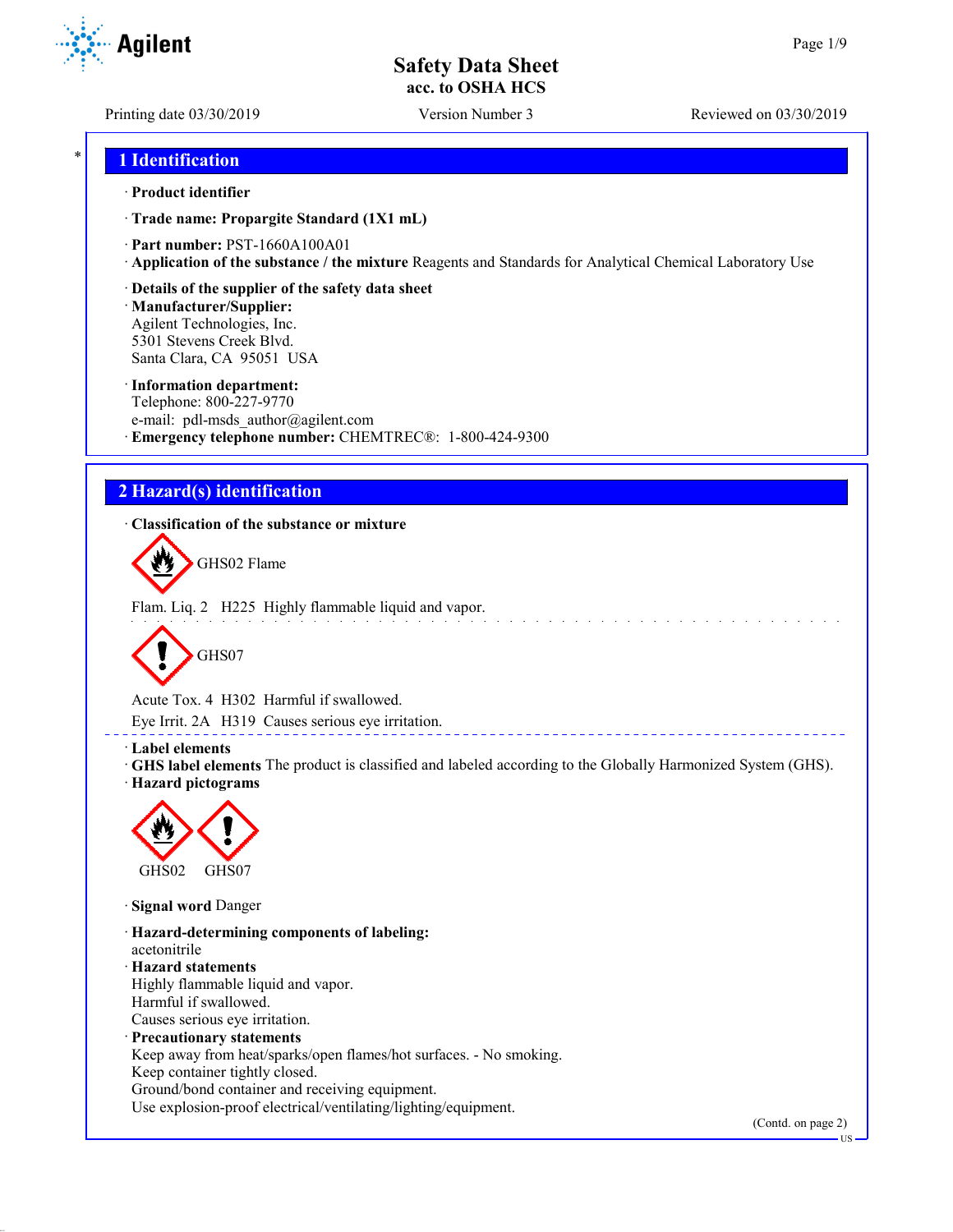# Safety Data Sheet
## acc. to OSHA HCS

Printing date 03/30/2019 Version Number 3 Reviewed on 03/30/2019

## 1 Identification

· **Product identifier**

· **Trade name: Propargite Standard (1X1 mL)**

· **Part number:** PST-1660A100A01

· **Application of the substance / the mixture** Reagents and Standards for Analytical Chemical Laboratory Use

· **Details of the supplier of the safety data sheet**

· **Manufacturer/Supplier:**
Agilent Technologies, Inc.
5301 Stevens Creek Blvd.
Santa Clara, CA 95051 USA

· **Information department:**
Telephone: 800-227-9770
e-mail: pdl-msds_author@agilent.com

· **Emergency telephone number:** CHEMTREC®: 1-800-424-9300

## 2 Hazard(s) identification

· **Classification of the substance or mixture**

GHS02 Flame

Flam. Liq. 2 H225 Highly flammable liquid and vapor.

GHS07

Acute Tox. 4 H302 Harmful if swallowed.

Eye Irrit. 2A H319 Causes serious eye irritation.

· **Label elements**

· **GHS label elements** The product is classified and labeled according to the Globally Harmonized System (GHS).

· **Hazard pictograms**

GHS02 GHS07

· **Signal word** Danger

· **Hazard-determining components of labeling:**
acetonitrile

· **Hazard statements**
Highly flammable liquid and vapor.
Harmful if swallowed.
Causes serious eye irritation.

· **Precautionary statements**
Keep away from heat/sparks/open flames/hot surfaces. - No smoking.
Keep container tightly closed.
Ground/bond container and receiving equipment.
Use explosion-proof electrical/ventilating/lighting/equipment.

(Contd. on page 2)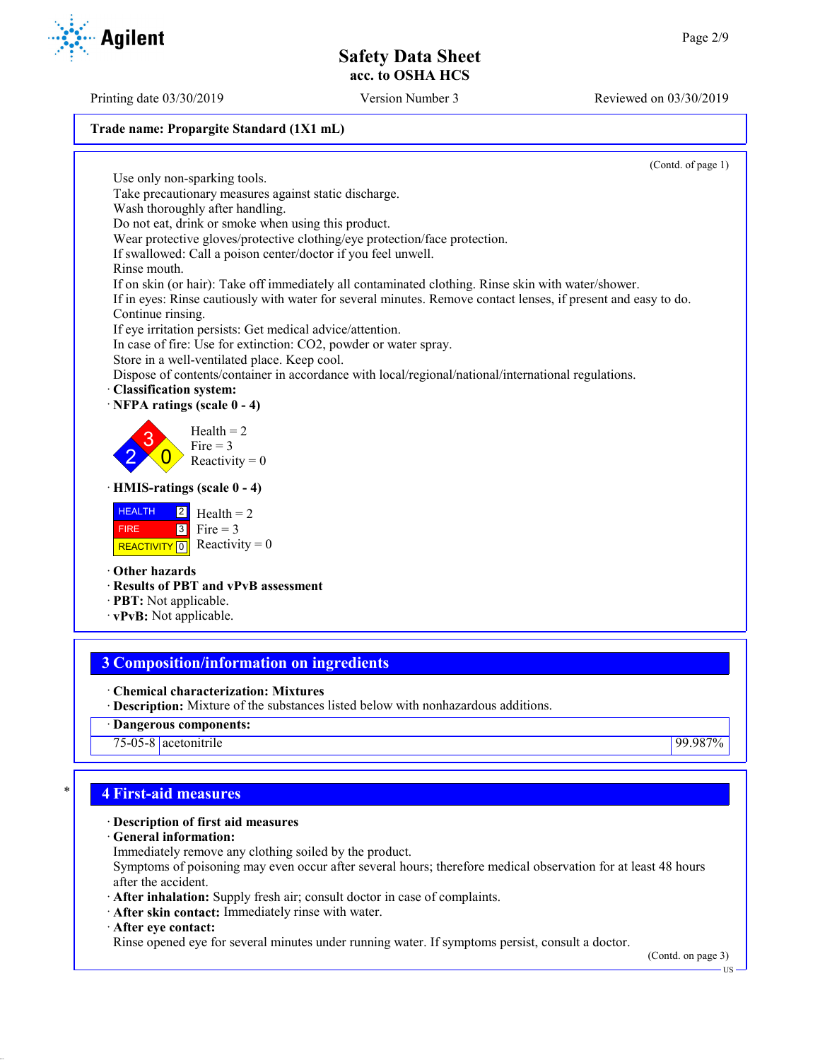Trade name: Propargite Standard (1X1 mL)

(Contd. of page 1)

Use only non-sparking tools.
Take precautionary measures against static discharge.
Wash thoroughly after handling.
Do not eat, drink or smoke when using this product.
Wear protective gloves/protective clothing/eye protection/face protection.
If swallowed: Call a poison center/doctor if you feel unwell.
Rinse mouth.
If on skin (or hair): Take off immediately all contaminated clothing. Rinse skin with water/shower.
If in eyes: Rinse cautiously with water for several minutes. Remove contact lenses, if present and easy to do. Continue rinsing.
If eye irritation persists: Get medical advice/attention.
In case of fire: Use for extinction: CO2, powder or water spray.
Store in a well-ventilated place. Keep cool.
Dispose of contents/container in accordance with local/regional/national/international regulations.

· **Classification system:**
· **NFPA ratings (scale 0 - 4)**

Health = 2
Fire = 3
Reactivity = 0

· **HMIS-ratings (scale 0 - 4)**

| HEALTH | 2 |
|---|---|
| FIRE | 3 |
| REACTIVITY | 0 |

Health = 2
Fire = 3
Reactivity = 0

· **Other hazards**
· **Results of PBT and vPvB assessment**
· **PBT:** Not applicable.
· **vPvB:** Not applicable.

## 3 Composition/information on ingredients

· **Chemical characterization: Mixtures**
· **Description:** Mixture of the substances listed below with nonhazardous additions.

| · Dangerous components: | | |
|---|---|---|
| 75-05-8 | acetonitrile | 99.987% |

## * 4 First-aid measures

· **Description of first aid measures**
· **General information:**
Immediately remove any clothing soiled by the product.
Symptoms of poisoning may even occur after several hours; therefore medical observation for at least 48 hours after the accident.
· **After inhalation:** Supply fresh air; consult doctor in case of complaints.
· **After skin contact:** Immediately rinse with water.
· **After eye contact:**
Rinse opened eye for several minutes under running water. If symptoms persist, consult a doctor.

(Contd. on page 3)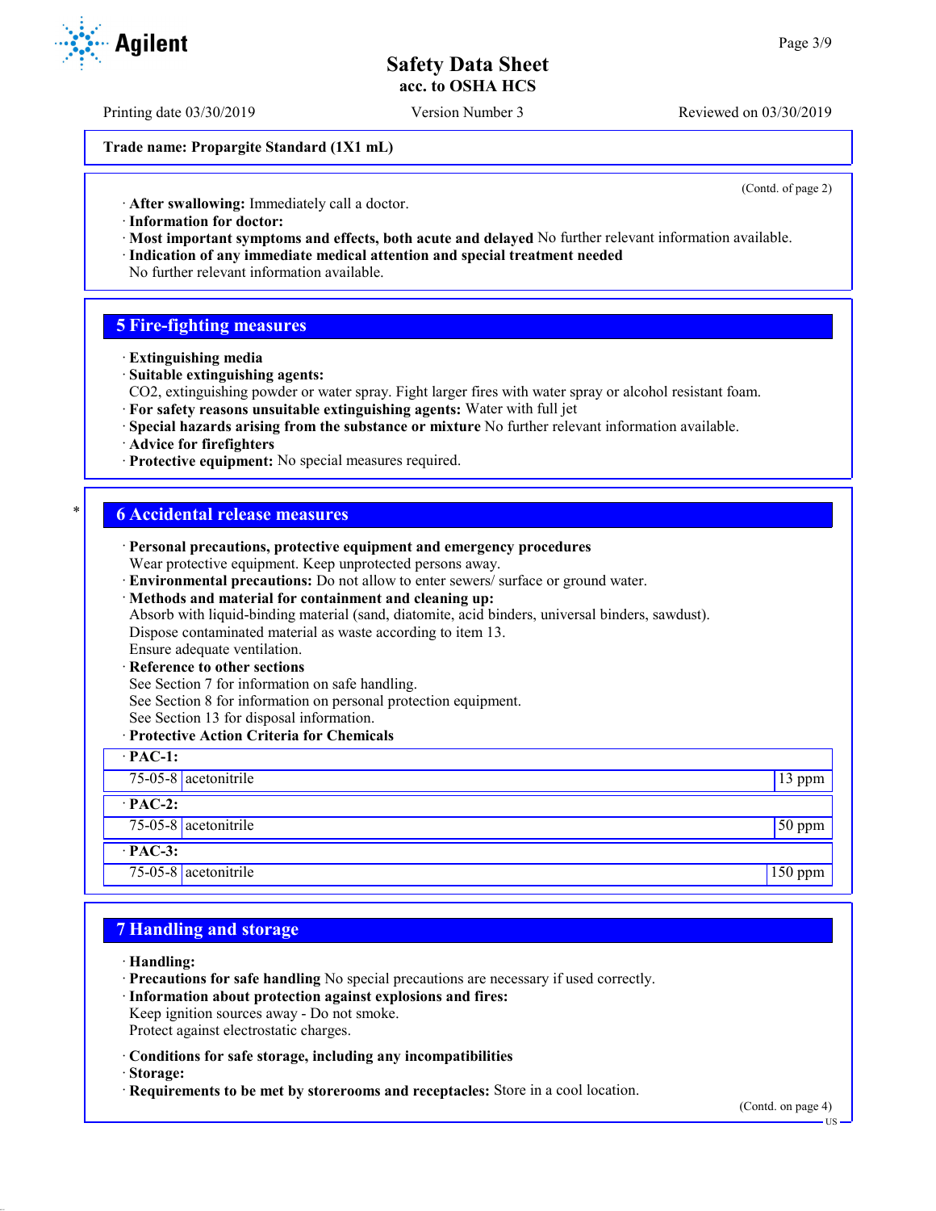Trade name: Propargite Standard (1X1 mL)

(Contd. of page 2)

· **After swallowing:** Immediately call a doctor.
· **Information for doctor:**
· **Most important symptoms and effects, both acute and delayed** No further relevant information available.
· **Indication of any immediate medical attention and special treatment needed**
No further relevant information available.

## 5 Fire-fighting measures

· **Extinguishing media**
· **Suitable extinguishing agents:**
$CO_2$, extinguishing powder or water spray. Fight larger fires with water spray or alcohol resistant foam.
· **For safety reasons unsuitable extinguishing agents:** Water with full jet
· **Special hazards arising from the substance or mixture** No further relevant information available.
· **Advice for firefighters**
· **Protective equipment:** No special measures required.

## * 6 Accidental release measures

· **Personal precautions, protective equipment and emergency procedures**
Wear protective equipment. Keep unprotected persons away.
· **Environmental precautions:** Do not allow to enter sewers/ surface or ground water.
· **Methods and material for containment and cleaning up:**
Absorb with liquid-binding material (sand, diatomite, acid binders, universal binders, sawdust).
Dispose contaminated material as waste according to item 13.
Ensure adequate ventilation.
· **Reference to other sections**
See Section 7 for information on safe handling.
See Section 8 for information on personal protection equipment.
See Section 13 for disposal information.
· **Protective Action Criteria for Chemicals**

| · **PAC-1:** | | |
|---|---|---|
| 75-05-8 | acetonitrile | 13 ppm |
| · **PAC-2:** | | |
| 75-05-8 | acetonitrile | 50 ppm |
| · **PAC-3:** | | |
| 75-05-8 | acetonitrile | 150 ppm |

## 7 Handling and storage

· **Handling:**
· **Precautions for safe handling** No special precautions are necessary if used correctly.
· **Information about protection against explosions and fires:**
Keep ignition sources away - Do not smoke.
Protect against electrostatic charges.

· **Conditions for safe storage, including any incompatibilities**
· **Storage:**
· **Requirements to be met by storerooms and receptacles:** Store in a cool location.

(Contd. on page 4)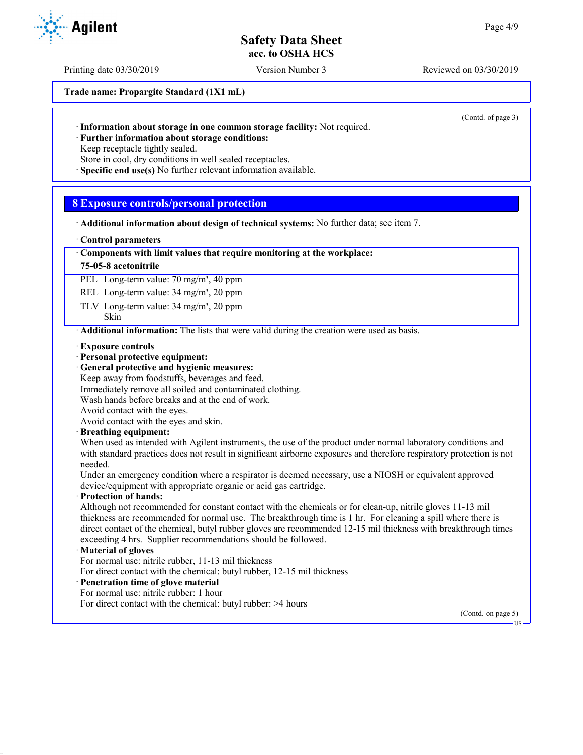**Trade name: Propargite Standard (1X1 mL)**

(Contd. of page 3)

· **Information about storage in one common storage facility:** Not required.
· **Further information about storage conditions:**
Keep receptacle tightly sealed.
Store in cool, dry conditions in well sealed receptacles.
· **Specific end use(s)** No further relevant information available.

## 8 Exposure controls/personal protection

· **Additional information about design of technical systems:** No further data; see item 7.

· **Control parameters**

| · **Components with limit values that require monitoring at the workplace:** | |
|---|---|
| **75-05-8 acetonitrile** | |
| PEL | Long-term value: 70 mg/m³, 40 ppm |
| REL | Long-term value: 34 mg/m³, 20 ppm |
| TLV | Long-term value: 34 mg/m³, 20 ppm<br>Skin |

· **Additional information:** The lists that were valid during the creation were used as basis.

· **Exposure controls**
· **Personal protective equipment:**
· **General protective and hygienic measures:**
Keep away from foodstuffs, beverages and feed.
Immediately remove all soiled and contaminated clothing.
Wash hands before breaks and at the end of work.
Avoid contact with the eyes.
Avoid contact with the eyes and skin.
· **Breathing equipment:**
When used as intended with Agilent instruments, the use of the product under normal laboratory conditions and with standard practices does not result in significant airborne exposures and therefore respiratory protection is not needed.
Under an emergency condition where a respirator is deemed necessary, use a NIOSH or equivalent approved device/equipment with appropriate organic or acid gas cartridge.
· **Protection of hands:**
Although not recommended for constant contact with the chemicals or for clean-up, nitrile gloves 11-13 mil thickness are recommended for normal use. The breakthrough time is 1 hr. For cleaning a spill where there is direct contact of the chemical, butyl rubber gloves are recommended 12-15 mil thickness with breakthrough times exceeding 4 hrs. Supplier recommendations should be followed.
· **Material of gloves**
For normal use: nitrile rubber, 11-13 mil thickness
For direct contact with the chemical: butyl rubber, 12-15 mil thickness
· **Penetration time of glove material**
For normal use: nitrile rubber: 1 hour
For direct contact with the chemical: butyl rubber: >4 hours

(Contd. on page 5)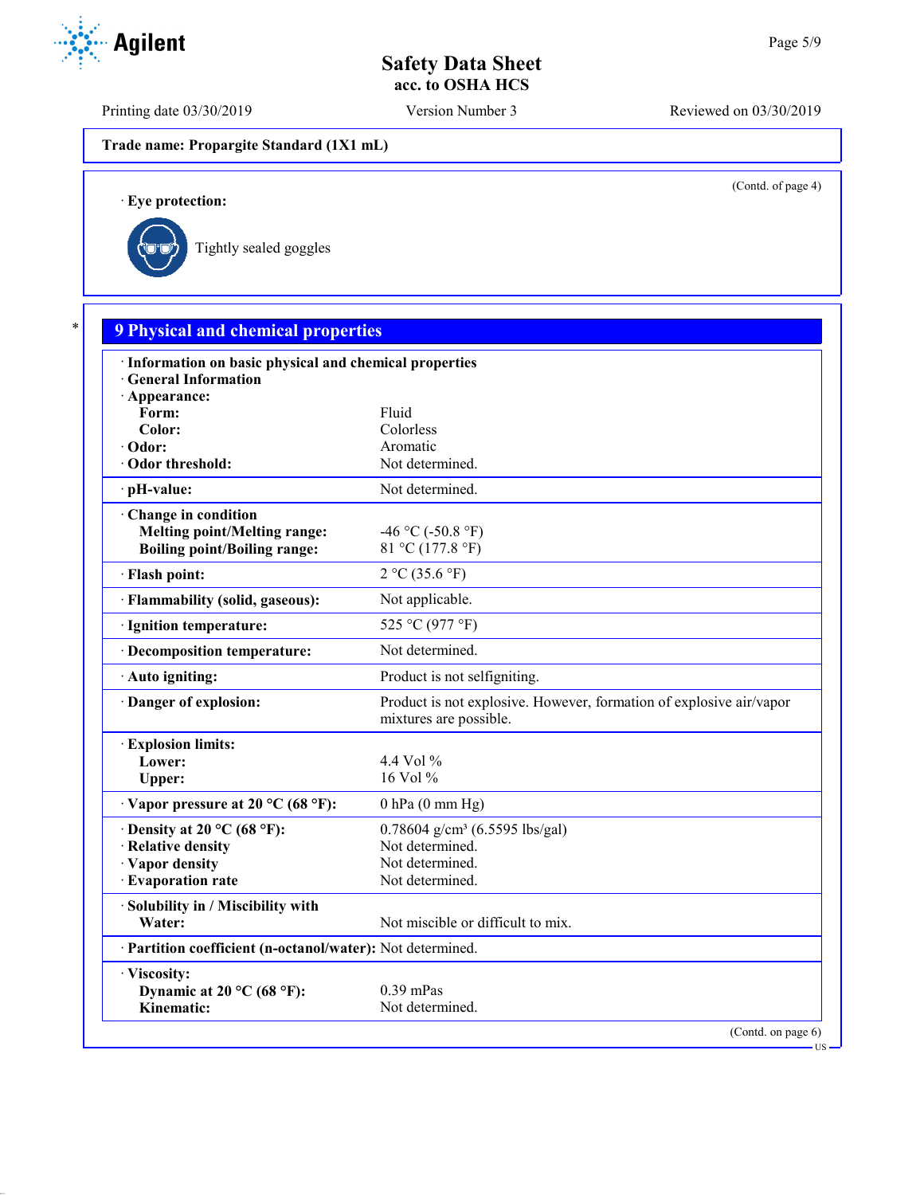Trade name: Propargite Standard (1X1 mL)

(Contd. of page 4)

· **Eye protection:**

Tightly sealed goggles

## 9 Physical and chemical properties

| · Information on basic physical and chemical properties | |
|---|---|
| · **General Information** | |
| · **Appearance:** | |
| **Form:** | Fluid |
| **Color:** | Colorless |
| · **Odor:** | Aromatic |
| · **Odor threshold:** | Not determined. |
| · **pH-value:** | Not determined. |
| · **Change in condition** | |
| **Melting point/Melting range:** | -46 °C (-50.8 °F) |
| **Boiling point/Boiling range:** | 81 °C (177.8 °F) |
| · **Flash point:** | 2 °C (35.6 °F) |
| · **Flammability (solid, gaseous):** | Not applicable. |
| · **Ignition temperature:** | 525 °C (977 °F) |
| · **Decomposition temperature:** | Not determined. |
| · **Auto igniting:** | Product is not selfigniting. |
| · **Danger of explosion:** | Product is not explosive. However, formation of explosive air/vapor mixtures are possible. |
| · **Explosion limits:** | |
| **Lower:** | 4.4 Vol % |
| **Upper:** | 16 Vol % |
| · **Vapor pressure at 20 °C (68 °F):** | 0 hPa (0 mm Hg) |
| · **Density at 20 °C (68 °F):** | 0.78604 g/cm³ (6.5595 lbs/gal) |
| · **Relative density** | Not determined. |
| · **Vapor density** | Not determined. |
| · **Evaporation rate** | Not determined. |
| · **Solubility in / Miscibility with** | |
| **Water:** | Not miscible or difficult to mix. |
| · **Partition coefficient (n-octanol/water):** | Not determined. |
| · **Viscosity:** | |
| **Dynamic at 20 °C (68 °F):** | 0.39 mPas |
| **Kinematic:** | Not determined. |

(Contd. on page 6)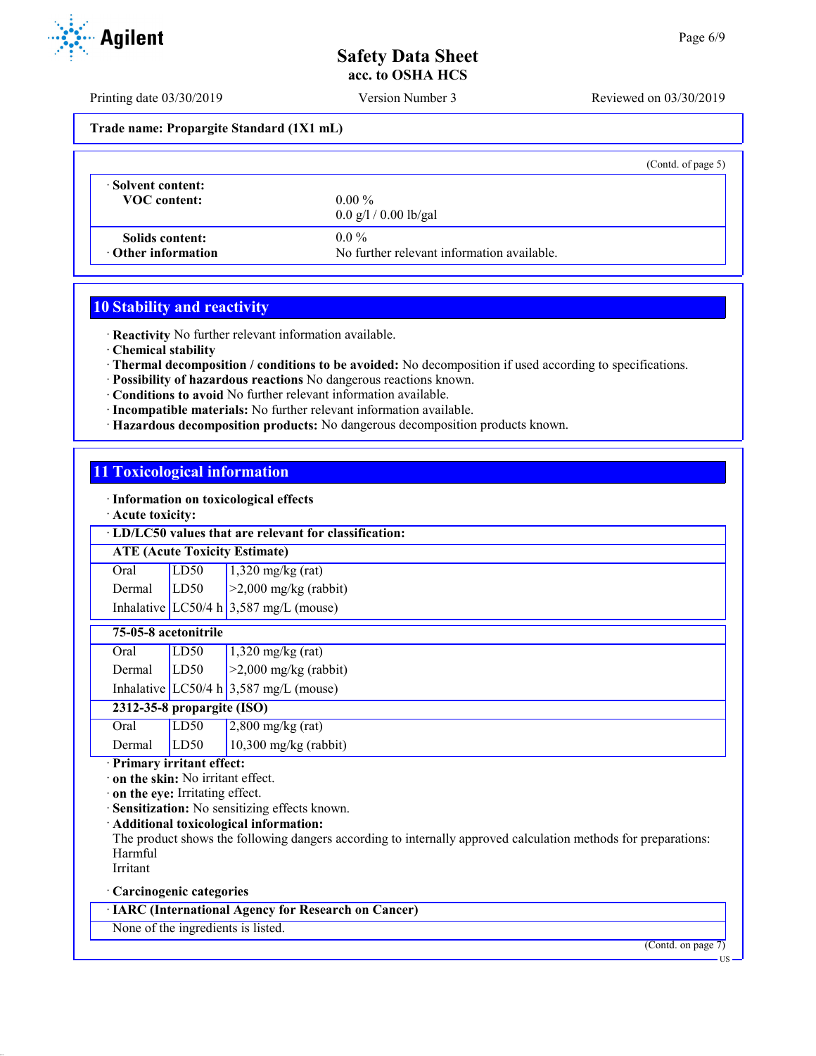Trade name: Propargite Standard (1X1 mL)

(Contd. of page 5)

| · Solvent content: | |
|---|---|
| VOC content: | 0.00 % |
| | 0.0 g/l / 0.00 lb/gal |
| Solids content: | 0.0 % |
| · Other information | No further relevant information available. |

## 10 Stability and reactivity

· **Reactivity** No further relevant information available.
· **Chemical stability**
· **Thermal decomposition / conditions to be avoided:** No decomposition if used according to specifications.
· **Possibility of hazardous reactions** No dangerous reactions known.
· **Conditions to avoid** No further relevant information available.
· **Incompatible materials:** No further relevant information available.
· **Hazardous decomposition products:** No dangerous decomposition products known.

## 11 Toxicological information

· **Information on toxicological effects**
· **Acute toxicity:**

· **LD/LC50 values that are relevant for classification:**

| **ATE (Acute Toxicity Estimate)** | | |
|---|---|---|
| Oral | LD50 | 1,320 mg/kg (rat) |
| Dermal | LD50 | >2,000 mg/kg (rabbit) |
| Inhalative | LC50/4 h | 3,587 mg/L (mouse) |

| **75-05-8 acetonitrile** | | |
|---|---|---|
| Oral | LD50 | 1,320 mg/kg (rat) |
| Dermal | LD50 | >2,000 mg/kg (rabbit) |
| Inhalative | LC50/4 h | 3,587 mg/L (mouse) |
| **2312-35-8 propargite (ISO)** | | |
| Oral | LD50 | 2,800 mg/kg (rat) |
| Dermal | LD50 | 10,300 mg/kg (rabbit) |

· **Primary irritant effect:**
· **on the skin:** No irritant effect.
· **on the eye:** Irritating effect.
· **Sensitization:** No sensitizing effects known.
· **Additional toxicological information:**
The product shows the following dangers according to internally approved calculation methods for preparations:
Harmful
Irritant

· **Carcinogenic categories**

| · IARC (International Agency for Research on Cancer) |
|---|
| None of the ingredients is listed. |

(Contd. on page 7)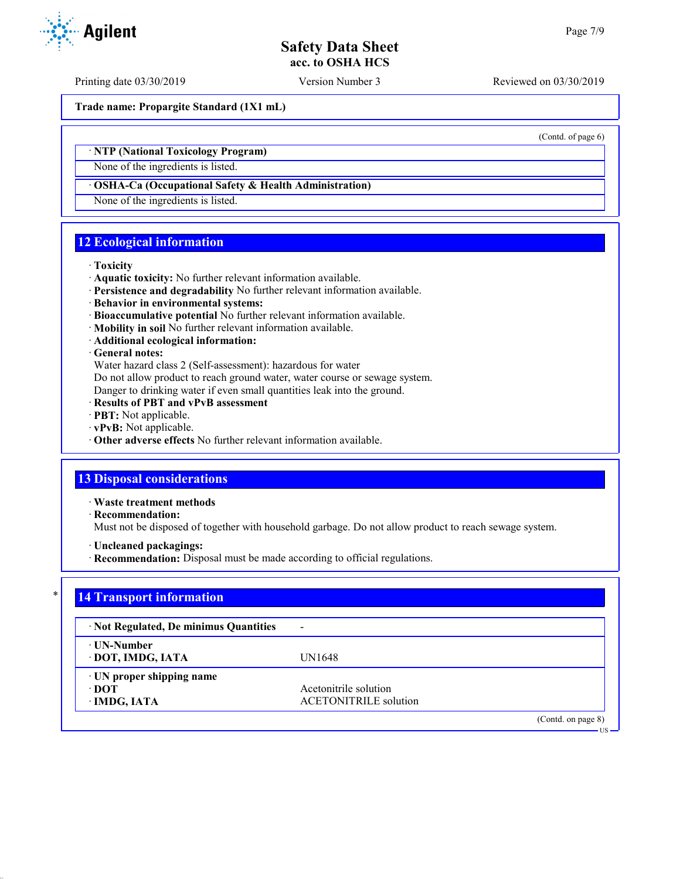**Trade name: Propargite Standard (1X1 mL)**

(Contd. of page 6)

· **NTP (National Toxicology Program)**

None of the ingredients is listed.

· **OSHA-Ca (Occupational Safety & Health Administration)**

None of the ingredients is listed.

## 12 Ecological information

· **Toxicity**
· **Aquatic toxicity:** No further relevant information available.
· **Persistence and degradability** No further relevant information available.
· **Behavior in environmental systems:**
· **Bioaccumulative potential** No further relevant information available.
· **Mobility in soil** No further relevant information available.
· **Additional ecological information:**
· **General notes:**
Water hazard class 2 (Self-assessment): hazardous for water
Do not allow product to reach ground water, water course or sewage system.
Danger to drinking water if even small quantities leak into the ground.
· **Results of PBT and vPvB assessment**
· **PBT:** Not applicable.
· **vPvB:** Not applicable.
· **Other adverse effects** No further relevant information available.

## 13 Disposal considerations

· **Waste treatment methods**
· **Recommendation:**
Must not be disposed of together with household garbage. Do not allow product to reach sewage system.

· **Uncleaned packagings:**
· **Recommendation:** Disposal must be made according to official regulations.

## 14 Transport information

| | |
|---|---|
| · **Not Regulated, De minimus Quantities** | - |
| · **UN-Number**<br>· **DOT, IMDG, IATA** | UN1648 |
| · **UN proper shipping name**<br>· **DOT**<br>· **IMDG, IATA** | <br>Acetonitrile solution<br>ACETONITRILE solution |

(Contd. on page 8)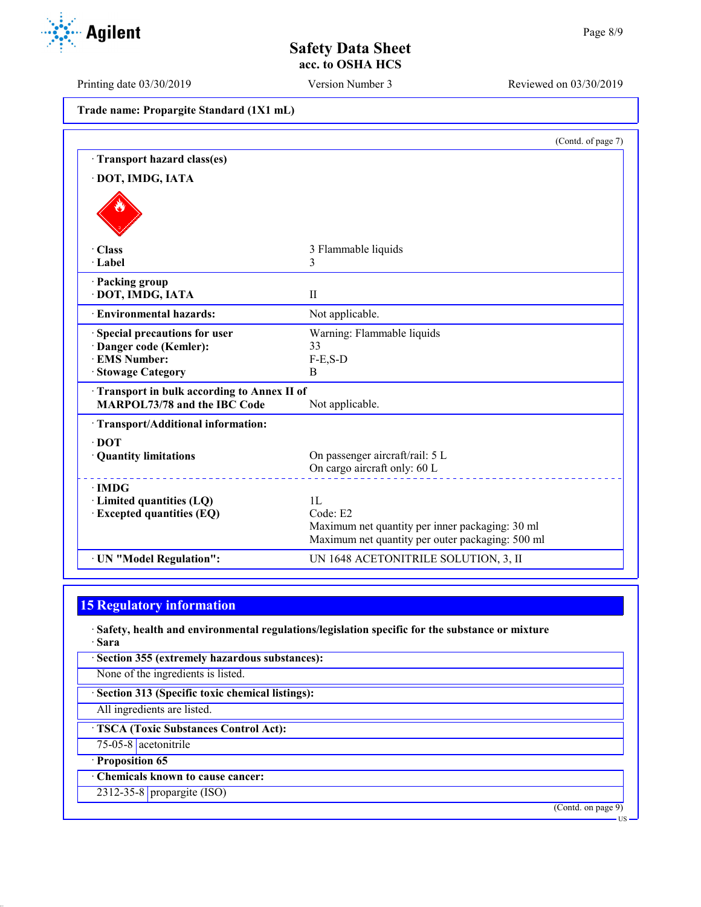**Trade name: Propargite Standard (1X1 mL)**

(Contd. of page 7)

· **Transport hazard class(es)**

· **DOT, IMDG, IATA**

| | |
|---|---|
| · **Class** | 3 Flammable liquids |
| · **Label** | 3 |
| · **Packing group** | |
| · **DOT, IMDG, IATA** | II |
| · **Environmental hazards:** | Not applicable. |
| · **Special precautions for user** | Warning: Flammable liquids |
| · **Danger code (Kemler):** | 33 |
| · **EMS Number:** | F-E,S-D |
| · **Stowage Category** | B |
| · **Transport in bulk according to Annex II of MARPOL73/78 and the IBC Code** | Not applicable. |
| · **Transport/Additional information:** | |
| · **DOT** | |
| · **Quantity limitations** | On passenger aircraft/rail: 5 L<br>On cargo aircraft only: 60 L |
| · **IMDG** | |
| · **Limited quantities (LQ)** | 1L |
| · **Excepted quantities (EQ)** | Code: E2<br>Maximum net quantity per inner packaging: 30 ml<br>Maximum net quantity per outer packaging: 500 ml |
| · **UN "Model Regulation":** | UN 1648 ACETONITRILE SOLUTION, 3, II |

## 15 Regulatory information

· **Safety, health and environmental regulations/legislation specific for the substance or mixture**

· **Sara**

· **Section 355 (extremely hazardous substances):**

None of the ingredients is listed.

· **Section 313 (Specific toxic chemical listings):**

All ingredients are listed.

· **TSCA (Toxic Substances Control Act):**

| | |
|---|---|
| 75-05-8 | acetonitrile |

· **Proposition 65**

· **Chemicals known to cause cancer:**

| | |
|---|---|
| 2312-35-8 | propargite (ISO) |

(Contd. on page 9)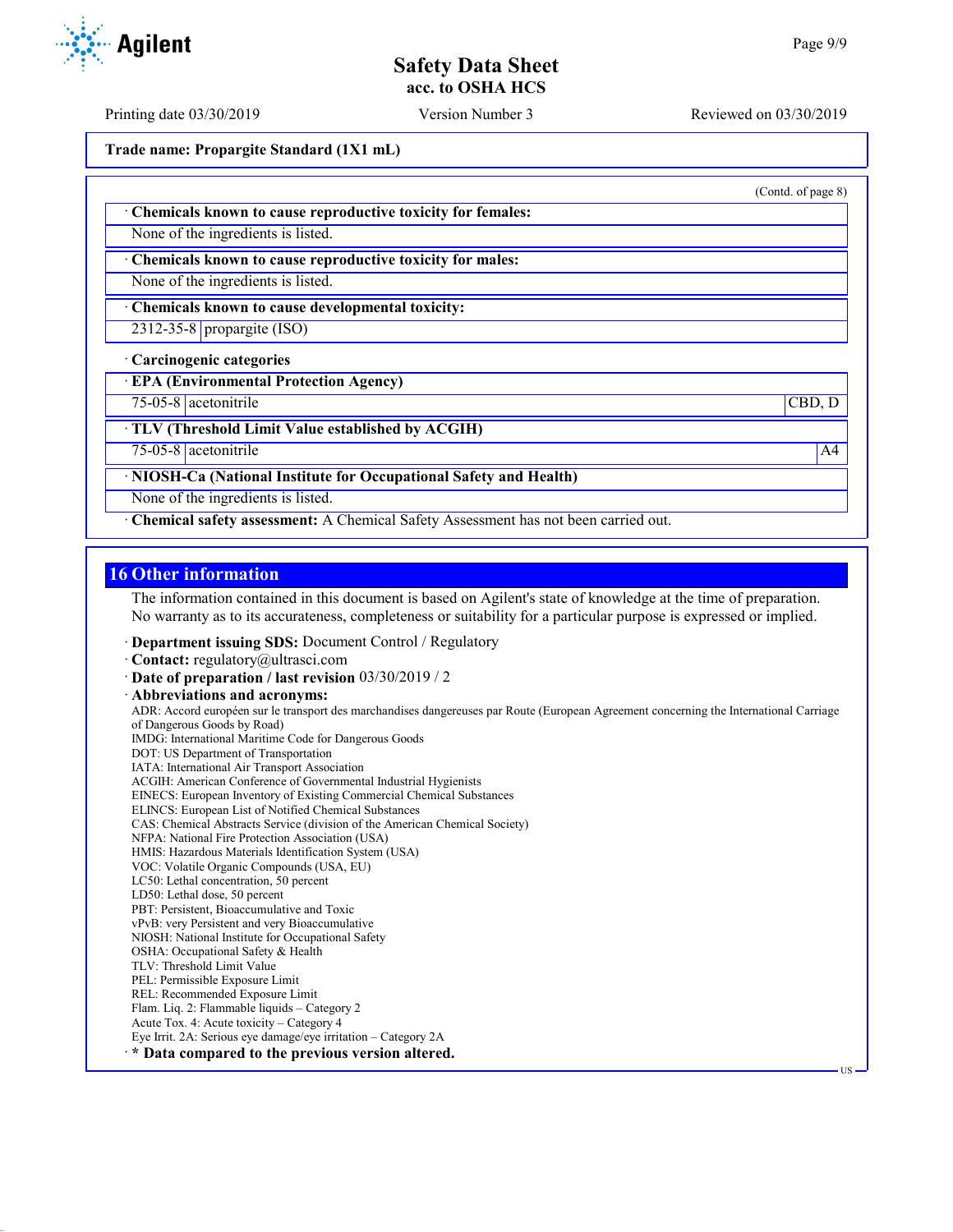Trade name: Propargite Standard (1X1 mL)

(Contd. of page 8)

· **Chemicals known to cause reproductive toxicity for females:**

None of the ingredients is listed.

· **Chemicals known to cause reproductive toxicity for males:**

None of the ingredients is listed.

· **Chemicals known to cause developmental toxicity:**

| | |
|---|---|
| 2312-35-8 | propargite (ISO) |

· **Carcinogenic categories**

· **EPA (Environmental Protection Agency)**

| | | |
|---|---|---|
| 75-05-8 | acetonitrile | CBD, D |

· **TLV (Threshold Limit Value established by ACGIH)**

| | | |
|---|---|---|
| 75-05-8 | acetonitrile | A4 |

· **NIOSH-Ca (National Institute for Occupational Safety and Health)**

None of the ingredients is listed.

· **Chemical safety assessment:** A Chemical Safety Assessment has not been carried out.

## 16 Other information

The information contained in this document is based on Agilent's state of knowledge at the time of preparation. No warranty as to its accurateness, completeness or suitability for a particular purpose is expressed or implied.

· **Department issuing SDS:** Document Control / Regulatory
· **Contact:** regulatory@ultrasci.com
· **Date of preparation / last revision** 03/30/2019 / 2
· **Abbreviations and acronyms:**

ADR: Accord européen sur le transport des marchandises dangereuses par Route (European Agreement concerning the International Carriage of Dangerous Goods by Road)
IMDG: International Maritime Code for Dangerous Goods
DOT: US Department of Transportation
IATA: International Air Transport Association
ACGIH: American Conference of Governmental Industrial Hygienists
EINECS: European Inventory of Existing Commercial Chemical Substances
ELINCS: European List of Notified Chemical Substances
CAS: Chemical Abstracts Service (division of the American Chemical Society)
NFPA: National Fire Protection Association (USA)
HMIS: Hazardous Materials Identification System (USA)
VOC: Volatile Organic Compounds (USA, EU)
LC50: Lethal concentration, 50 percent
LD50: Lethal dose, 50 percent
PBT: Persistent, Bioaccumulative and Toxic
vPvB: very Persistent and very Bioaccumulative
NIOSH: National Institute for Occupational Safety
OSHA: Occupational Safety & Health
TLV: Threshold Limit Value
PEL: Permissible Exposure Limit
REL: Recommended Exposure Limit
Flam. Liq. 2: Flammable liquids – Category 2
Acute Tox. 4: Acute toxicity – Category 4
Eye Irrit. 2A: Serious eye damage/eye irritation – Category 2A

· **\* Data compared to the previous version altered.**